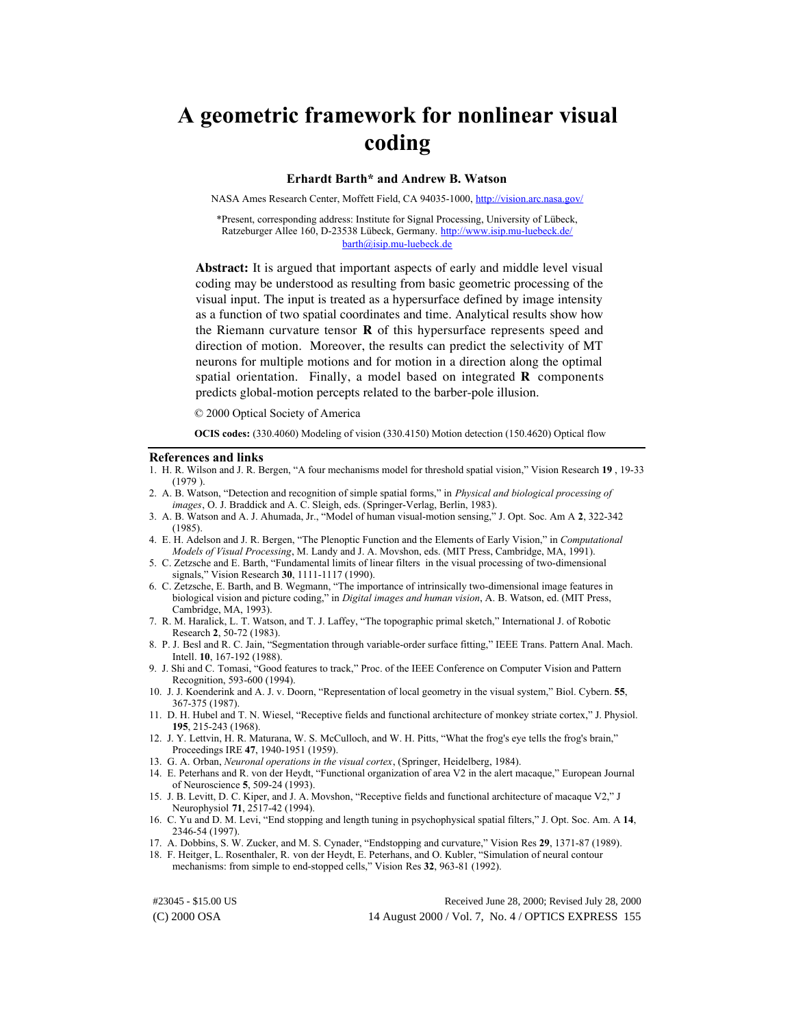# A geometric framework for nonlinear visual coding

**Erhardt Barth\* and Andrew B. Watson**

NASA Ames Research Center, Moffett Field, CA 94035-1000, http://vision.arc.nasa.gov/

\*Present, corresponding address: Institute for Signal Processing, University of Lübeck, Ratzeburger Allee 160, D-23538 Lübeck, Germany. http://www.isip.mu-luebeck.de/ barth@isip.mu-luebeck.de

**Abstract:** It is argued that important aspects of early and middle level visual coding may be understood as resulting from basic geometric processing of the visual input. The input is treated as a hypersurface defined by image intensity as a function of two spatial coordinates and time. Analytical results show how the Riemann curvature tensor **R** of this hypersurface represents speed and direction of motion. Moreover, the results can predict the selectivity of MT neurons for multiple motions and for motion in a direction along the optimal spatial orientation. Finally, a model based on integrated **R** components predicts global-motion percepts related to the barber-pole illusion.

© 2000 Optical Society of America

**OCIS codes:** (330.4060) Modeling of vision (330.4150) Motion detection (150.4620) Optical flow

## References and links

1. H. R. Wilson and J. R. Bergen, "A four mechanisms model for threshold spatial vision," Vision Research **19** , 19-33 (1979 ).
2. A. B. Watson, "Detection and recognition of simple spatial forms," in *Physical and biological processing of images*, O. J. Braddick and A. C. Sleigh, eds. (Springer-Verlag, Berlin, 1983).
3. A. B. Watson and A. J. Ahumada, Jr., "Model of human visual-motion sensing," J. Opt. Soc. Am A **2**, 322-342 (1985).
4. E. H. Adelson and J. R. Bergen, "The Plenoptic Function and the Elements of Early Vision," in *Computational Models of Visual Processing*, M. Landy and J. A. Movshon, eds. (MIT Press, Cambridge, MA, 1991).
5. C. Zetzsche and E. Barth, "Fundamental limits of linear filters in the visual processing of two-dimensional signals," Vision Research **30**, 1111-1117 (1990).
6. C. Zetzsche, E. Barth, and B. Wegmann, "The importance of intrinsically two-dimensional image features in biological vision and picture coding," in *Digital images and human vision*, A. B. Watson, ed. (MIT Press, Cambridge, MA, 1993).
7. R. M. Haralick, L. T. Watson, and T. J. Laffey, "The topographic primal sketch," International J. of Robotic Research **2**, 50-72 (1983).
8. P. J. Besl and R. C. Jain, "Segmentation through variable-order surface fitting," IEEE Trans. Pattern Anal. Mach. Intell. **10**, 167-192 (1988).
9. J. Shi and C. Tomasi, "Good features to track," Proc. of the IEEE Conference on Computer Vision and Pattern Recognition, 593-600 (1994).
10. J. J. Koenderink and A. J. v. Doorn, "Representation of local geometry in the visual system," Biol. Cybern. **55**, 367-375 (1987).
11. D. H. Hubel and T. N. Wiesel, "Receptive fields and functional architecture of monkey striate cortex," J. Physiol. **195**, 215-243 (1968).
12. J. Y. Lettvin, H. R. Maturana, W. S. McCulloch, and W. H. Pitts, "What the frog's eye tells the frog's brain," Proceedings IRE **47**, 1940-1951 (1959).
13. G. A. Orban, *Neuronal operations in the visual cortex*, (Springer, Heidelberg, 1984).
14. E. Peterhans and R. von der Heydt, "Functional organization of area V2 in the alert macaque," European Journal of Neuroscience **5**, 509-24 (1993).
15. J. B. Levitt, D. C. Kiper, and J. A. Movshon, "Receptive fields and functional architecture of macaque V2," J Neurophysiol **71**, 2517-42 (1994).
16. C. Yu and D. M. Levi, "End stopping and length tuning in psychophysical spatial filters," J. Opt. Soc. Am. A **14**, 2346-54 (1997).
17. A. Dobbins, S. W. Zucker, and M. S. Cynader, "Endstopping and curvature," Vision Res **29**, 1371-87 (1989).
18. F. Heitger, L. Rosenthaler, R. von der Heydt, E. Peterhans, and O. Kubler, "Simulation of neural contour mechanisms: from simple to end-stopped cells," Vision Res **32**, 963-81 (1992).

#23045 - $15.00 US (C) 2000 OSA — Received June 28, 2000; Revised July 28, 2000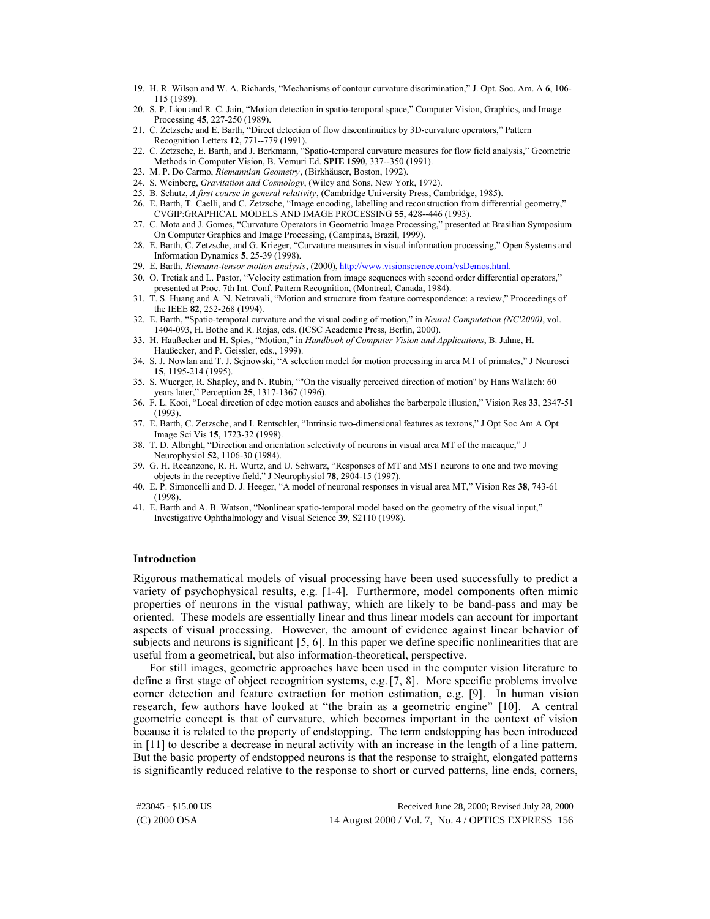19. H. R. Wilson and W. A. Richards, "Mechanisms of contour curvature discrimination," J. Opt. Soc. Am. A **6**, 106-115 (1989).
20. S. P. Liou and R. C. Jain, "Motion detection in spatio-temporal space," Computer Vision, Graphics, and Image Processing **45**, 227-250 (1989).
21. C. Zetzsche and E. Barth, "Direct detection of flow discontinuities by 3D-curvature operators," Pattern Recognition Letters **12**, 771--779 (1991).
22. C. Zetzsche, E. Barth, and J. Berkmann, "Spatio-temporal curvature measures for flow field analysis," Geometric Methods in Computer Vision, B. Vemuri Ed. **SPIE 1590**, 337--350 (1991).
23. M. P. Do Carmo, *Riemannian Geometry*, (Birkhäuser, Boston, 1992).
24. S. Weinberg, *Gravitation and Cosmology*, (Wiley and Sons, New York, 1972).
25. B. Schutz, *A first course in general relativity*, (Cambridge University Press, Cambridge, 1985).
26. E. Barth, T. Caelli, and C. Zetzsche, "Image encoding, labelling and reconstruction from differential geometry," CVGIP:GRAPHICAL MODELS AND IMAGE PROCESSING **55**, 428--446 (1993).
27. C. Mota and J. Gomes, "Curvature Operators in Geometric Image Processing," presented at Brasilian Symposium On Computer Graphics and Image Processing, (Campinas, Brazil, 1999).
28. E. Barth, C. Zetzsche, and G. Krieger, "Curvature measures in visual information processing," Open Systems and Information Dynamics **5**, 25-39 (1998).
29. E. Barth, *Riemann-tensor motion analysis*, (2000), http://www.visionscience.com/vsDemos.html.
30. O. Tretiak and L. Pastor, "Velocity estimation from image sequences with second order differential operators," presented at Proc. 7th Int. Conf. Pattern Recognition, (Montreal, Canada, 1984).
31. T. S. Huang and A. N. Netravali, "Motion and structure from feature correspondence: a review," Proceedings of the IEEE **82**, 252-268 (1994).
32. E. Barth, "Spatio-temporal curvature and the visual coding of motion," in *Neural Computation (NC'2000)*, vol. 1404-093, H. Bothe and R. Rojas, eds. (ICSC Academic Press, Berlin, 2000).
33. H. Haußecker and H. Spies, "Motion," in *Handbook of Computer Vision and Applications*, B. Jahne, H. Haußecker, and P. Geissler, eds., 1999).
34. S. J. Nowlan and T. J. Sejnowski, "A selection model for motion processing in area MT of primates," J Neurosci **15**, 1195-214 (1995).
35. S. Wuerger, R. Shapley, and N. Rubin, ""On the visually perceived direction of motion" by Hans Wallach: 60 years later," Perception **25**, 1317-1367 (1996).
36. F. L. Kooi, "Local direction of edge motion causes and abolishes the barberpole illusion," Vision Res **33**, 2347-51 (1993).
37. E. Barth, C. Zetzsche, and I. Rentschler, "Intrinsic two-dimensional features as textons," J Opt Soc Am A Opt Image Sci Vis **15**, 1723-32 (1998).
38. T. D. Albright, "Direction and orientation selectivity of neurons in visual area MT of the macaque," J Neurophysiol **52**, 1106-30 (1984).
39. G. H. Recanzone, R. H. Wurtz, and U. Schwarz, "Responses of MT and MST neurons to one and two moving objects in the receptive field," J Neurophysiol **78**, 2904-15 (1997).
40. E. P. Simoncelli and D. J. Heeger, "A model of neuronal responses in visual area MT," Vision Res **38**, 743-61 (1998).
41. E. Barth and A. B. Watson, "Nonlinear spatio-temporal model based on the geometry of the visual input," Investigative Ophthalmology and Visual Science **39**, S2110 (1998).

---

## Introduction

Rigorous mathematical models of visual processing have been used successfully to predict a variety of psychophysical results, e.g. [1-4]. Furthermore, model components often mimic properties of neurons in the visual pathway, which are likely to be band-pass and may be oriented. These models are essentially linear and thus linear models can account for important aspects of visual processing. However, the amount of evidence against linear behavior of subjects and neurons is significant [5, 6]. In this paper we define specific nonlinearities that are useful from a geometrical, but also information-theoretical, perspective.

For still images, geometric approaches have been used in the computer vision literature to define a first stage of object recognition systems, e.g. [7, 8]. More specific problems involve corner detection and feature extraction for motion estimation, e.g. [9]. In human vision research, few authors have looked at "the brain as a geometric engine" [10]. A central geometric concept is that of curvature, which becomes important in the context of vision because it is related to the property of endstopping. The term endstopping has been introduced in [11] to describe a decrease in neural activity with an increase in the length of a line pattern. But the basic property of endstopped neurons is that the response to straight, elongated patterns is significantly reduced relative to the response to short or curved patterns, line ends, corners,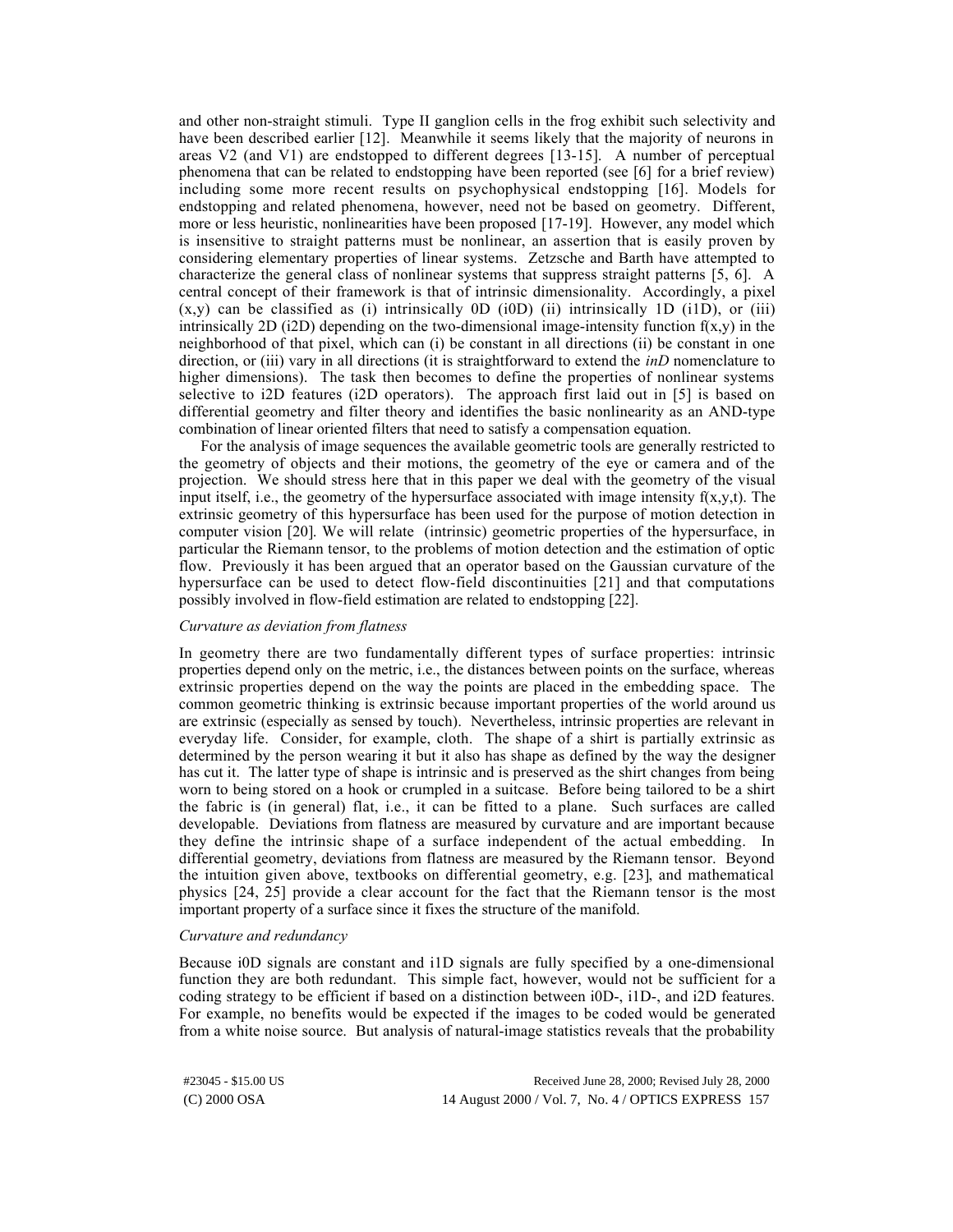and other non-straight stimuli. Type II ganglion cells in the frog exhibit such selectivity and have been described earlier [12]. Meanwhile it seems likely that the majority of neurons in areas V2 (and V1) are endstopped to different degrees [13-15]. A number of perceptual phenomena that can be related to endstopping have been reported (see [6] for a brief review) including some more recent results on psychophysical endstopping [16]. Models for endstopping and related phenomena, however, need not be based on geometry. Different, more or less heuristic, nonlinearities have been proposed [17-19]. However, any model which is insensitive to straight patterns must be nonlinear, an assertion that is easily proven by considering elementary properties of linear systems. Zetzsche and Barth have attempted to characterize the general class of nonlinear systems that suppress straight patterns [5, 6]. A central concept of their framework is that of intrinsic dimensionality. Accordingly, a pixel $(x,y)$ can be classified as (i) intrinsically 0D (i0D) (ii) intrinsically 1D (i1D), or (iii) intrinsically 2D (i2D) depending on the two-dimensional image-intensity function $f(x,y)$ in the neighborhood of that pixel, which can (i) be constant in all directions (ii) be constant in one direction, or (iii) vary in all directions (it is straightforward to extend the *inD* nomenclature to higher dimensions). The task then becomes to define the properties of nonlinear systems selective to i2D features (i2D operators). The approach first laid out in [5] is based on differential geometry and filter theory and identifies the basic nonlinearity as an AND-type combination of linear oriented filters that need to satisfy a compensation equation.

For the analysis of image sequences the available geometric tools are generally restricted to the geometry of objects and their motions, the geometry of the eye or camera and of the projection. We should stress here that in this paper we deal with the geometry of the visual input itself, i.e., the geometry of the hypersurface associated with image intensity $f(x,y,t)$. The extrinsic geometry of this hypersurface has been used for the purpose of motion detection in computer vision [20]. We will relate (intrinsic) geometric properties of the hypersurface, in particular the Riemann tensor, to the problems of motion detection and the estimation of optic flow. Previously it has been argued that an operator based on the Gaussian curvature of the hypersurface can be used to detect flow-field discontinuities [21] and that computations possibly involved in flow-field estimation are related to endstopping [22].

*Curvature as deviation from flatness*

In geometry there are two fundamentally different types of surface properties: intrinsic properties depend only on the metric, i.e., the distances between points on the surface, whereas extrinsic properties depend on the way the points are placed in the embedding space. The common geometric thinking is extrinsic because important properties of the world around us are extrinsic (especially as sensed by touch). Nevertheless, intrinsic properties are relevant in everyday life. Consider, for example, cloth. The shape of a shirt is partially extrinsic as determined by the person wearing it but it also has shape as defined by the way the designer has cut it. The latter type of shape is intrinsic and is preserved as the shirt changes from being worn to being stored on a hook or crumpled in a suitcase. Before being tailored to be a shirt the fabric is (in general) flat, i.e., it can be fitted to a plane. Such surfaces are called developable. Deviations from flatness are measured by curvature and are important because they define the intrinsic shape of a surface independent of the actual embedding. In differential geometry, deviations from flatness are measured by the Riemann tensor. Beyond the intuition given above, textbooks on differential geometry, e.g. [23], and mathematical physics [24, 25] provide a clear account for the fact that the Riemann tensor is the most important property of a surface since it fixes the structure of the manifold.

*Curvature and redundancy*

Because i0D signals are constant and i1D signals are fully specified by a one-dimensional function they are both redundant. This simple fact, however, would not be sufficient for a coding strategy to be efficient if based on a distinction between i0D-, i1D-, and i2D features. For example, no benefits would be expected if the images to be coded would be generated from a white noise source. But analysis of natural-image statistics reveals that the probability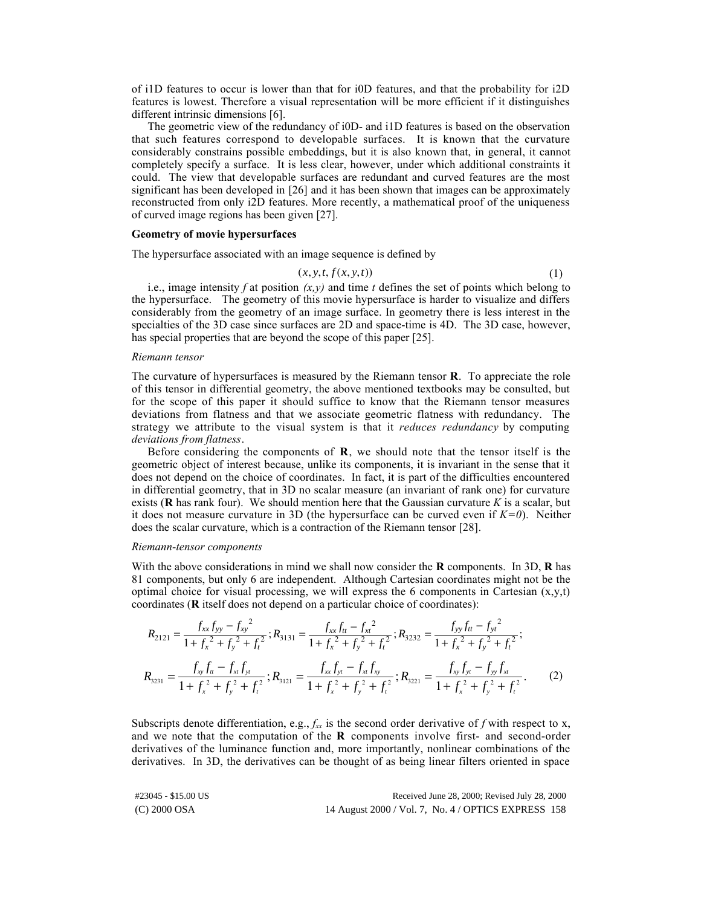of i1D features to occur is lower than that for i0D features, and that the probability for i2D features is lowest. Therefore a visual representation will be more efficient if it distinguishes different intrinsic dimensions [6].

The geometric view of the redundancy of i0D- and i1D features is based on the observation that such features correspond to developable surfaces. It is known that the curvature considerably constrains possible embeddings, but it is also known that, in general, it cannot completely specify a surface. It is less clear, however, under which additional constraints it could. The view that developable surfaces are redundant and curved features are the most significant has been developed in [26] and it has been shown that images can be approximately reconstructed from only i2D features. More recently, a mathematical proof of the uniqueness of curved image regions has been given [27].

**Geometry of movie hypersurfaces**

The hypersurface associated with an image sequence is defined by

$$(x, y, t, f(x, y, t)) \tag{1}$$

i.e., image intensity $f$ at position $(x,y)$ and time $t$ defines the set of points which belong to the hypersurface. The geometry of this movie hypersurface is harder to visualize and differs considerably from the geometry of an image surface. In geometry there is less interest in the specialties of the 3D case since surfaces are 2D and space-time is 4D. The 3D case, however, has special properties that are beyond the scope of this paper [25].

*Riemann tensor*

The curvature of hypersurfaces is measured by the Riemann tensor **R**. To appreciate the role of this tensor in differential geometry, the above mentioned textbooks may be consulted, but for the scope of this paper it should suffice to know that the Riemann tensor measures deviations from flatness and that we associate geometric flatness with redundancy. The strategy we attribute to the visual system is that it *reduces redundancy* by computing *deviations from flatness*.

Before considering the components of **R**, we should note that the tensor itself is the geometric object of interest because, unlike its components, it is invariant in the sense that it does not depend on the choice of coordinates. In fact, it is part of the difficulties encountered in differential geometry, that in 3D no scalar measure (an invariant of rank one) for curvature exists (**R** has rank four). We should mention here that the Gaussian curvature $K$ is a scalar, but it does not measure curvature in 3D (the hypersurface can be curved even if $K=0$). Neither does the scalar curvature, which is a contraction of the Riemann tensor [28].

*Riemann-tensor components*

With the above considerations in mind we shall now consider the **R** components. In 3D, **R** has 81 components, but only 6 are independent. Although Cartesian coordinates might not be the optimal choice for visual processing, we will express the 6 components in Cartesian (x,y,t) coordinates (**R** itself does not depend on a particular choice of coordinates):

$$R_{2121} = \frac{f_{xx} f_{yy} - f_{xy}^{\,2}}{1 + f_x^{\,2} + f_y^{\,2} + f_t^{\,2}}; R_{3131} = \frac{f_{xx} f_{tt} - f_{xt}^{\,2}}{1 + f_x^{\,2} + f_y^{\,2} + f_t^{\,2}}; R_{3232} = \frac{f_{yy} f_{tt} - f_{yt}^{\,2}}{1 + f_x^{\,2} + f_y^{\,2} + f_t^{\,2}};$$

$$R_{3231} = \frac{f_{xy} f_{tt} - f_{xt} f_{yt}}{1 + f_x^{\,2} + f_y^{\,2} + f_t^{\,2}}; R_{3121} = \frac{f_{xx} f_{yt} - f_{xt} f_{xy}}{1 + f_x^{\,2} + f_y^{\,2} + f_t^{\,2}}; R_{3221} = \frac{f_{xy} f_{yt} - f_{yy} f_{xt}}{1 + f_x^{\,2} + f_y^{\,2} + f_t^{\,2}}. \tag{2}$$

Subscripts denote differentiation, e.g., $f_{xx}$ is the second order derivative of $f$ with respect to x, and we note that the computation of the **R** components involve first- and second-order derivatives of the luminance function and, more importantly, nonlinear combinations of the derivatives. In 3D, the derivatives can be thought of as being linear filters oriented in space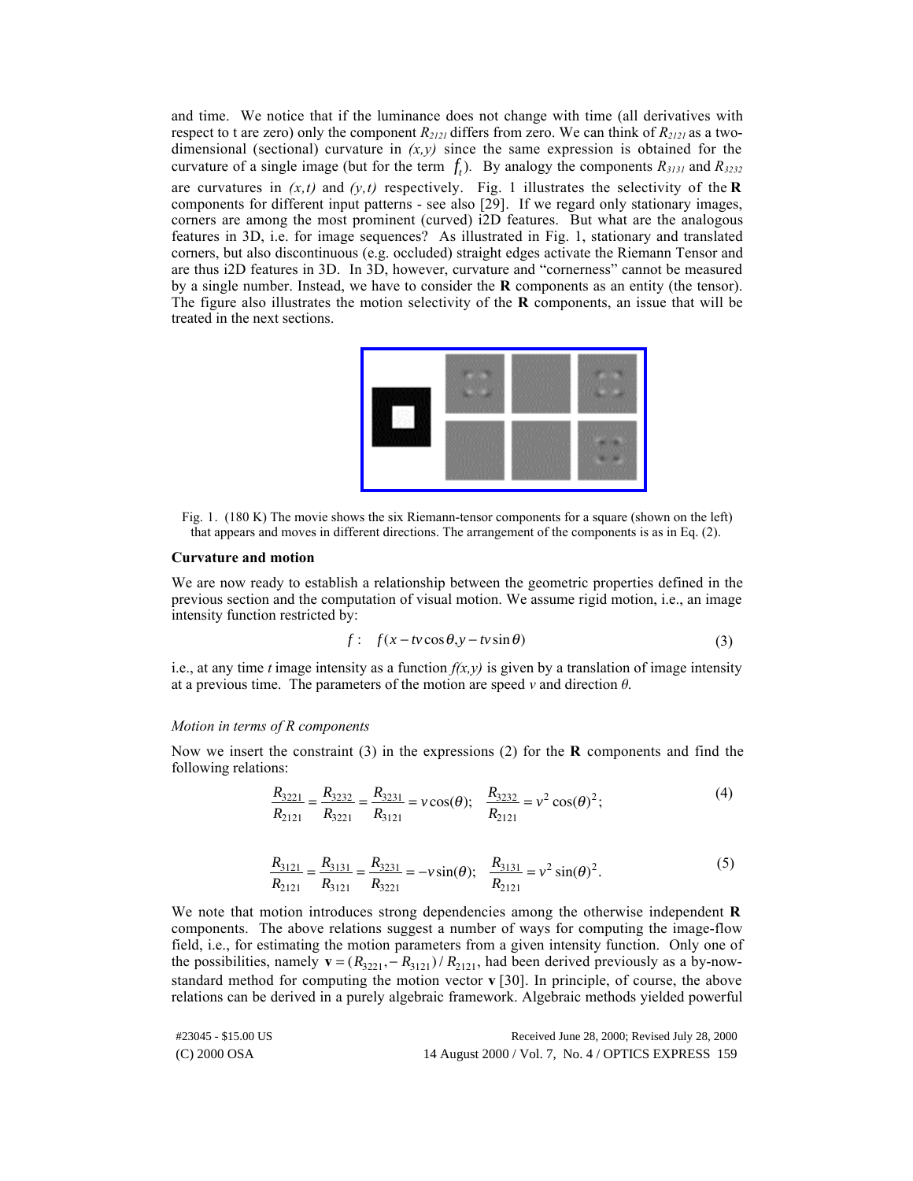and time. We notice that if the luminance does not change with time (all derivatives with respect to t are zero) only the component $R_{2121}$ differs from zero. We can think of $R_{2121}$ as a two-dimensional (sectional) curvature in *(x,y)* since the same expression is obtained for the curvature of a single image (but for the term $f_t$). By analogy the components $R_{3131}$ and $R_{3232}$ are curvatures in *(x,t)* and *(y,t)* respectively. Fig. 1 illustrates the selectivity of the **R** components for different input patterns - see also [29]. If we regard only stationary images, corners are among the most prominent (curved) i2D features. But what are the analogous features in 3D, i.e. for image sequences? As illustrated in Fig. 1, stationary and translated corners, but also discontinuous (e.g. occluded) straight edges activate the Riemann Tensor and are thus i2D features in 3D. In 3D, however, curvature and "cornerness" cannot be measured by a single number. Instead, we have to consider the **R** components as an entity (the tensor). The figure also illustrates the motion selectivity of the **R** components, an issue that will be treated in the next sections.

Fig. 1. (180 K) The movie shows the six Riemann-tensor components for a square (shown on the left) that appears and moves in different directions. The arrangement of the components is as in Eq. (2).

## Curvature and motion

We are now ready to establish a relationship between the geometric properties defined in the previous section and the computation of visual motion. We assume rigid motion, i.e., an image intensity function restricted by:

$$f: \quad f(x - tv\cos\theta, y - tv\sin\theta) \tag{3}$$

i.e., at any time *t* image intensity as a function *f(x,y)* is given by a translation of image intensity at a previous time. The parameters of the motion are speed *v* and direction *θ*.

### *Motion in terms of R components*

Now we insert the constraint (3) in the expressions (2) for the **R** components and find the following relations:

$$\frac{R_{3221}}{R_{2121}} = \frac{R_{3232}}{R_{3221}} = \frac{R_{3231}}{R_{3121}} = v\cos(\theta); \quad \frac{R_{3232}}{R_{2121}} = v^2\cos(\theta)^2; \tag{4}$$

$$\frac{R_{3121}}{R_{2121}} = \frac{R_{3131}}{R_{3121}} = \frac{R_{3231}}{R_{3221}} = -v\sin(\theta); \quad \frac{R_{3131}}{R_{2121}} = v^2\sin(\theta)^2. \tag{5}$$

We note that motion introduces strong dependencies among the otherwise independent **R** components. The above relations suggest a number of ways for computing the image-flow field, i.e., for estimating the motion parameters from a given intensity function. Only one of the possibilities, namely $\mathbf{v} = (R_{3221}, -R_{3121})/R_{2121}$, had been derived previously as a by-now-standard method for computing the motion vector **v** [30]. In principle, of course, the above relations can be derived in a purely algebraic framework. Algebraic methods yielded powerful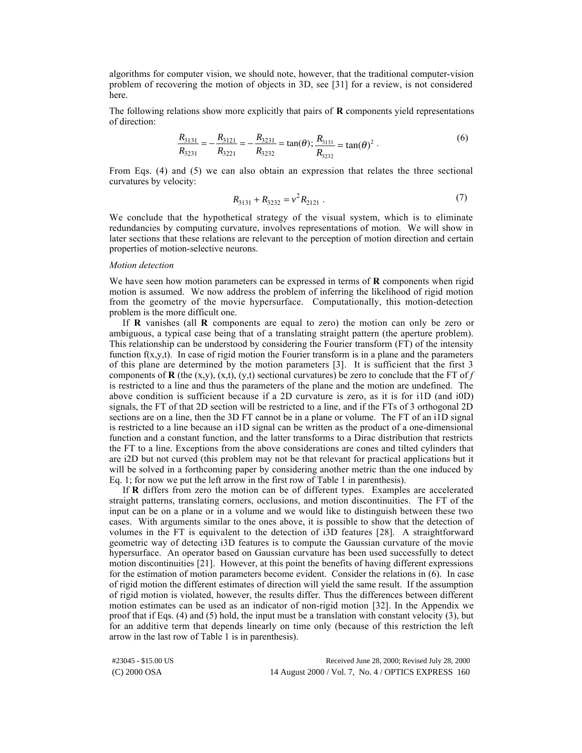algorithms for computer vision, we should note, however, that the traditional computer-vision problem of recovering the motion of objects in 3D, see [31] for a review, is not considered here.

The following relations show more explicitly that pairs of **R** components yield representations of direction:

$$\frac{R_{3131}}{R_{3231}} = -\frac{R_{3121}}{R_{3221}} = -\frac{R_{3231}}{R_{3232}} = \tan(\theta); \frac{R_{3131}}{R_{3232}} = \tan(\theta)^2 . \tag{6}$$

From Eqs. (4) and (5) we can also obtain an expression that relates the three sectional curvatures by velocity:

$$R_{3131} + R_{3232} = v^2 R_{2121} . \tag{7}$$

We conclude that the hypothetical strategy of the visual system, which is to eliminate redundancies by computing curvature, involves representations of motion. We will show in later sections that these relations are relevant to the perception of motion direction and certain properties of motion-selective neurons.

*Motion detection*

We have seen how motion parameters can be expressed in terms of **R** components when rigid motion is assumed. We now address the problem of inferring the likelihood of rigid motion from the geometry of the movie hypersurface. Computationally, this motion-detection problem is the more difficult one.

If **R** vanishes (all **R** components are equal to zero) the motion can only be zero or ambiguous, a typical case being that of a translating straight pattern (the aperture problem). This relationship can be understood by considering the Fourier transform (FT) of the intensity function f(x,y,t). In case of rigid motion the Fourier transform is in a plane and the parameters of this plane are determined by the motion parameters [3]. It is sufficient that the first 3 components of **R** (the (x,y), (x,t), (y,t) sectional curvatures) be zero to conclude that the FT of *f* is restricted to a line and thus the parameters of the plane and the motion are undefined. The above condition is sufficient because if a 2D curvature is zero, as it is for i1D (and i0D) signals, the FT of that 2D section will be restricted to a line, and if the FTs of 3 orthogonal 2D sections are on a line, then the 3D FT cannot be in a plane or volume. The FT of an i1D signal is restricted to a line because an i1D signal can be written as the product of a one-dimensional function and a constant function, and the latter transforms to a Dirac distribution that restricts the FT to a line. Exceptions from the above considerations are cones and tilted cylinders that are i2D but not curved (this problem may not be that relevant for practical applications but it will be solved in a forthcoming paper by considering another metric than the one induced by Eq. 1; for now we put the left arrow in the first row of Table 1 in parenthesis).

If **R** differs from zero the motion can be of different types. Examples are accelerated straight patterns, translating corners, occlusions, and motion discontinuities. The FT of the input can be on a plane or in a volume and we would like to distinguish between these two cases. With arguments similar to the ones above, it is possible to show that the detection of volumes in the FT is equivalent to the detection of i3D features [28]. A straightforward geometric way of detecting i3D features is to compute the Gaussian curvature of the movie hypersurface. An operator based on Gaussian curvature has been used successfully to detect motion discontinuities [21]. However, at this point the benefits of having different expressions for the estimation of motion parameters become evident. Consider the relations in (6). In case of rigid motion the different estimates of direction will yield the same result. If the assumption of rigid motion is violated, however, the results differ. Thus the differences between different motion estimates can be used as an indicator of non-rigid motion [32]. In the Appendix we proof that if Eqs. (4) and (5) hold, the input must be a translation with constant velocity (3), but for an additive term that depends linearly on time only (because of this restriction the left arrow in the last row of Table 1 is in parenthesis).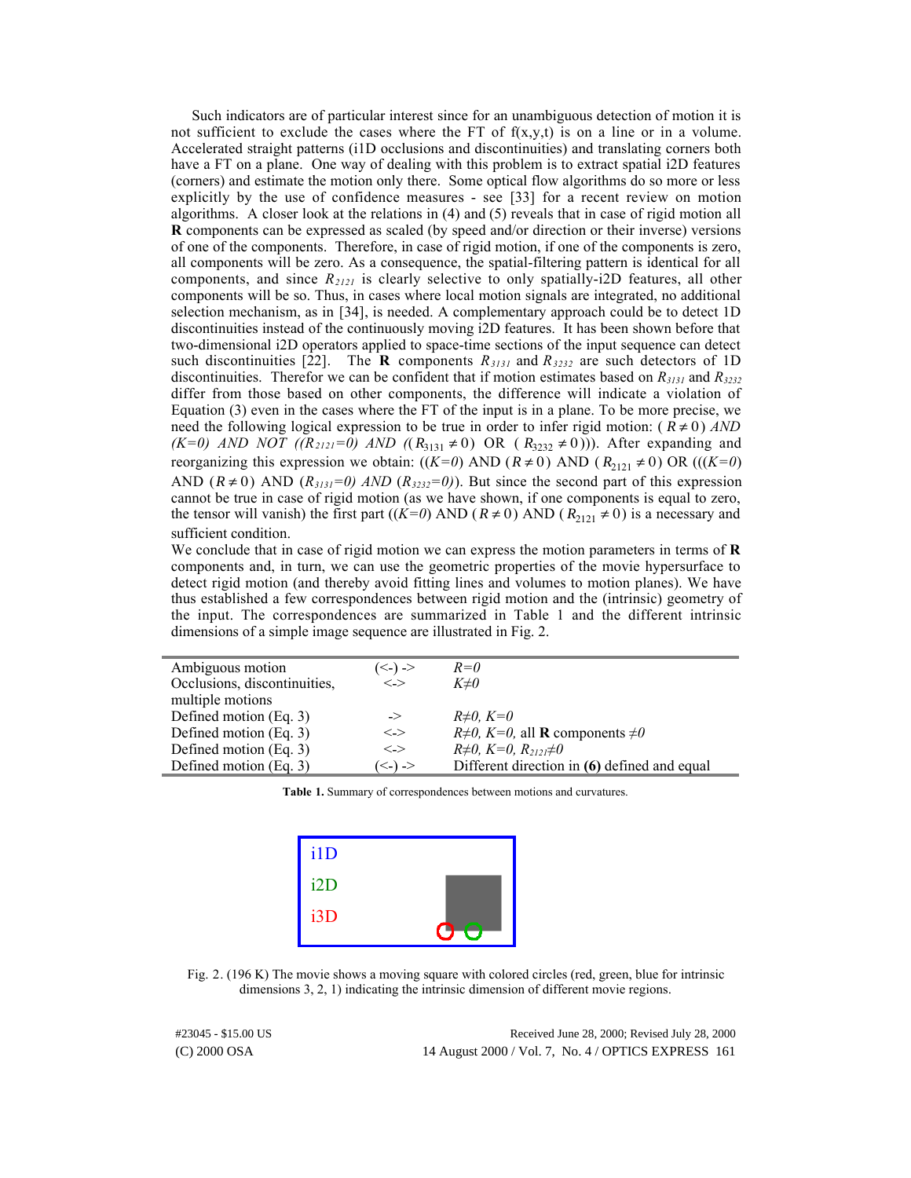Such indicators are of particular interest since for an unambiguous detection of motion it is not sufficient to exclude the cases where the FT of f(x,y,t) is on a line or in a volume. Accelerated straight patterns (i1D occlusions and discontinuities) and translating corners both have a FT on a plane. One way of dealing with this problem is to extract spatial i2D features (corners) and estimate the motion only there. Some optical flow algorithms do so more or less explicitly by the use of confidence measures - see [33] for a recent review on motion algorithms. A closer look at the relations in (4) and (5) reveals that in case of rigid motion all **R** components can be expressed as scaled (by speed and/or direction or their inverse) versions of one of the components. Therefore, in case of rigid motion, if one of the components is zero, all components will be zero. As a consequence, the spatial-filtering pattern is identical for all components, and since $R_{2121}$ is clearly selective to only spatially-i2D features, all other components will be so. Thus, in cases where local motion signals are integrated, no additional selection mechanism, as in [34], is needed. A complementary approach could be to detect 1D discontinuities instead of the continuously moving i2D features. It has been shown before that two-dimensional i2D operators applied to space-time sections of the input sequence can detect such discontinuities [22]. The **R** components $R_{3131}$ and $R_{3232}$ are such detectors of 1D discontinuities. Therefor we can be confident that if motion estimates based on $R_{3131}$ and $R_{3232}$ differ from those based on other components, the difference will indicate a violation of Equation (3) even in the cases where the FT of the input is in a plane. To be more precise, we need the following logical expression to be true in order to infer rigid motion: ($R \neq 0$) *AND* *(K=0) AND NOT ((*$R_{2121}=0$*) AND ((*$R_{3131} \neq 0$) OR ($R_{3232} \neq 0$))). After expanding and reorganizing this expression we obtain: (($K=0$) AND ($R \neq 0$) AND ($R_{2121} \neq 0$) OR ((($K=0$) AND ($R \neq 0$) AND ($R_{3131}=0$) *AND* ($R_{3232}=0$)). But since the second part of this expression cannot be true in case of rigid motion (as we have shown, if one components is equal to zero, the tensor will vanish) the first part (($K=0$) AND ($R \neq 0$) AND ($R_{2121} \neq 0$) is a necessary and sufficient condition.

We conclude that in case of rigid motion we can express the motion parameters in terms of **R** components and, in turn, we can use the geometric properties of the movie hypersurface to detect rigid motion (and thereby avoid fitting lines and volumes to motion planes). We have thus established a few correspondences between rigid motion and the (intrinsic) geometry of the input. The correspondences are summarized in Table 1 and the different intrinsic dimensions of a simple image sequence are illustrated in Fig. 2.

| | | |
|---|---|---|
| Ambiguous motion | (<-) -> | $R=0$ |
| Occlusions, discontinuities, multiple motions | <-> | $K \neq 0$ |
| Defined motion (Eq. 3) | -> | $R \neq 0$, $K=0$ |
| Defined motion (Eq. 3) | <-> | $R \neq 0$, $K=0$, all **R** components $\neq 0$ |
| Defined motion (Eq. 3) | <-> | $R \neq 0$, $K=0$, $R_{2121} \neq 0$ |
| Defined motion (Eq. 3) | (<-) -> | Different direction in **(6)** defined and equal |

**Table 1.** Summary of correspondences between motions and curvatures.

Fig. 2. (196 K) The movie shows a moving square with colored circles (red, green, blue for intrinsic dimensions 3, 2, 1) indicating the intrinsic dimension of different movie regions.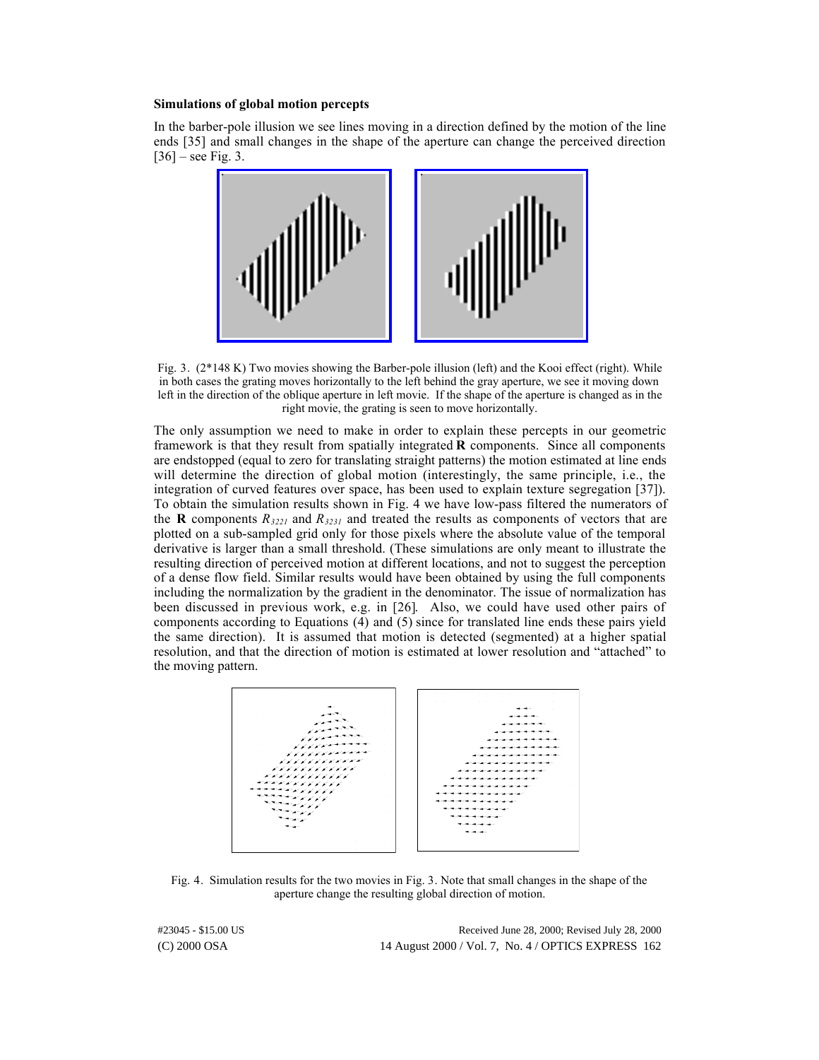**Simulations of global motion percepts**

In the barber-pole illusion we see lines moving in a direction defined by the motion of the line ends [35] and small changes in the shape of the aperture can change the perceived direction [36] – see Fig. 3.

Fig. 3. (2*148 K) Two movies showing the Barber-pole illusion (left) and the Kooi effect (right). While in both cases the grating moves horizontally to the left behind the gray aperture, we see it moving down left in the direction of the oblique aperture in left movie. If the shape of the aperture is changed as in the right movie, the grating is seen to move horizontally.

The only assumption we need to make in order to explain these percepts in our geometric framework is that they result from spatially integrated **R** components. Since all components are endstopped (equal to zero for translating straight patterns) the motion estimated at line ends will determine the direction of global motion (interestingly, the same principle, i.e., the integration of curved features over space, has been used to explain texture segregation [37]). To obtain the simulation results shown in Fig. 4 we have low-pass filtered the numerators of the **R** components $R_{3221}$ and $R_{3231}$ and treated the results as components of vectors that are plotted on a sub-sampled grid only for those pixels where the absolute value of the temporal derivative is larger than a small threshold. (These simulations are only meant to illustrate the resulting direction of perceived motion at different locations, and not to suggest the perception of a dense flow field. Similar results would have been obtained by using the full components including the normalization by the gradient in the denominator. The issue of normalization has been discussed in previous work, e.g. in [26]. Also, we could have used other pairs of components according to Equations (4) and (5) since for translated line ends these pairs yield the same direction). It is assumed that motion is detected (segmented) at a higher spatial resolution, and that the direction of motion is estimated at lower resolution and "attached" to the moving pattern.

Fig. 4. Simulation results for the two movies in Fig. 3. Note that small changes in the shape of the aperture change the resulting global direction of motion.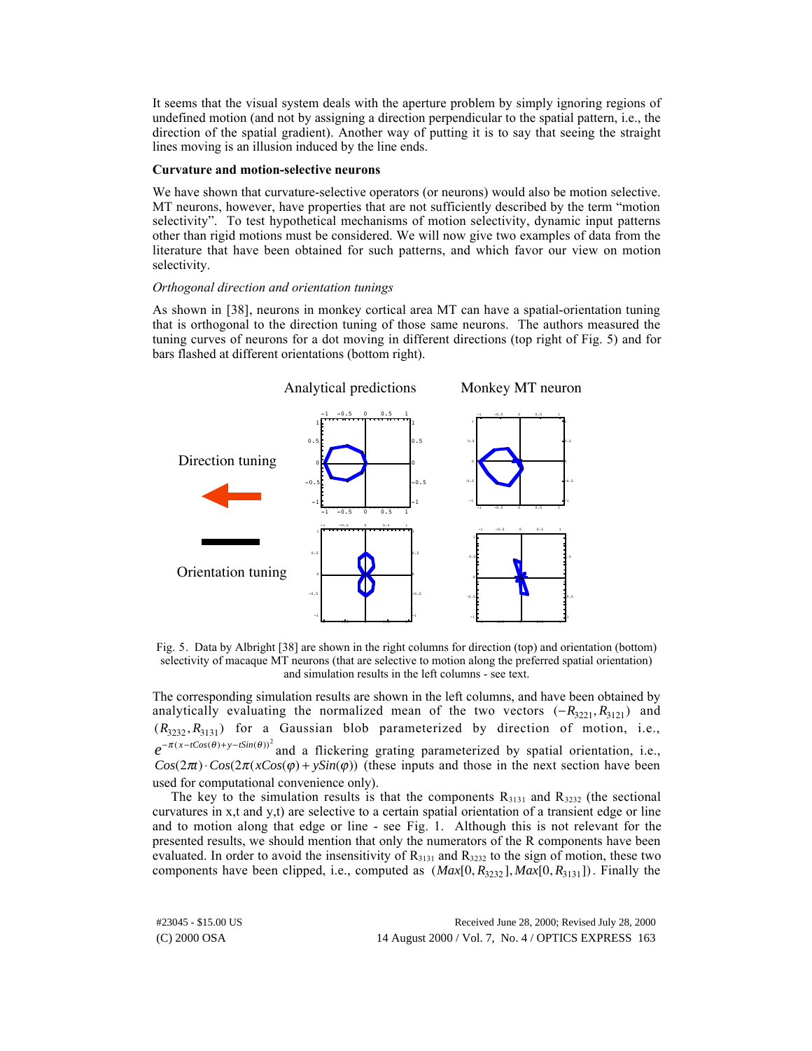It seems that the visual system deals with the aperture problem by simply ignoring regions of undefined motion (and not by assigning a direction perpendicular to the spatial pattern, i.e., the direction of the spatial gradient). Another way of putting it is to say that seeing the straight lines moving is an illusion induced by the line ends.

**Curvature and motion-selective neurons**

We have shown that curvature-selective operators (or neurons) would also be motion selective. MT neurons, however, have properties that are not sufficiently described by the term "motion selectivity". To test hypothetical mechanisms of motion selectivity, dynamic input patterns other than rigid motions must be considered. We will now give two examples of data from the literature that have been obtained for such patterns, and which favor our view on motion selectivity.

*Orthogonal direction and orientation tunings*

As shown in [38], neurons in monkey cortical area MT can have a spatial-orientation tuning that is orthogonal to the direction tuning of those same neurons. The authors measured the tuning curves of neurons for a dot moving in different directions (top right of Fig. 5) and for bars flashed at different orientations (bottom right).

Fig. 5. Data by Albright [38] are shown in the right columns for direction (top) and orientation (bottom) selectivity of macaque MT neurons (that are selective to motion along the preferred spatial orientation) and simulation results in the left columns - see text.

The corresponding simulation results are shown in the left columns, and have been obtained by analytically evaluating the normalized mean of the two vectors $(-R_{3221}, R_{3121})$ and $(R_{3232}, R_{3131})$ for a Gaussian blob parameterized by direction of motion, i.e., $e^{-\pi(x-tCos(\theta)+y-tSin(\theta))^2}$ and a flickering grating parameterized by spatial orientation, i.e., $Cos(2\pi t)\cdot Cos(2\pi(xCos(\varphi)+ySin(\varphi))$ (these inputs and those in the next section have been used for computational convenience only).

The key to the simulation results is that the components $R_{3131}$ and $R_{3232}$ (the sectional curvatures in x,t and y,t) are selective to a certain spatial orientation of a transient edge or line and to motion along that edge or line - see Fig. 1. Although this is not relevant for the presented results, we should mention that only the numerators of the R components have been evaluated. In order to avoid the insensitivity of $R_{3131}$ and $R_{3232}$ to the sign of motion, these two components have been clipped, i.e., computed as $(Max[0, R_{3232}], Max[0, R_{3131}])$. Finally the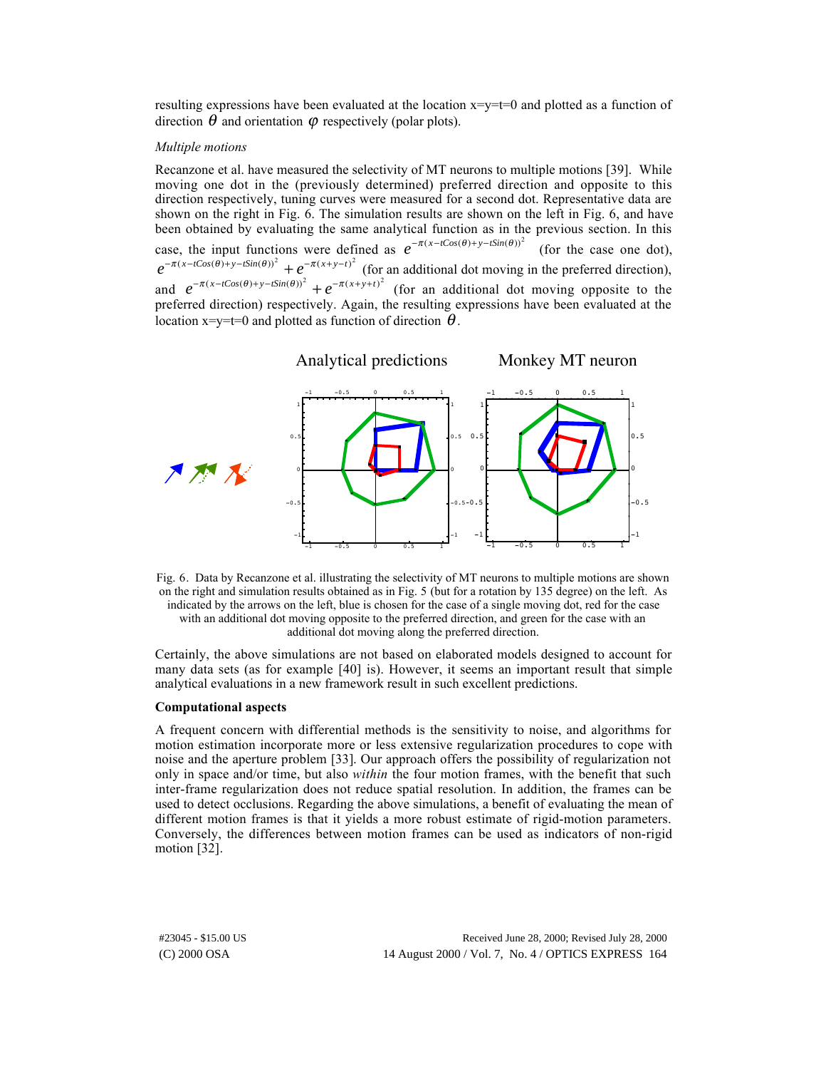resulting expressions have been evaluated at the location x=y=t=0 and plotted as a function of direction $\theta$ and orientation $\varphi$ respectively (polar plots).

*Multiple motions*

Recanzone et al. have measured the selectivity of MT neurons to multiple motions [39]. While moving one dot in the (previously determined) preferred direction and opposite to this direction respectively, tuning curves were measured for a second dot. Representative data are shown on the right in Fig. 6. The simulation results are shown on the left in Fig. 6, and have been obtained by evaluating the same analytical function as in the previous section. In this case, the input functions were defined as $e^{-\pi(x-tCos(\theta)+y-tSin(\theta))^2}$ (for the case one dot), $e^{-\pi(x-tCos(\theta)+y-tSin(\theta))^2}+e^{-\pi(x+y-t)^2}$ (for an additional dot moving in the preferred direction), and $e^{-\pi(x-tCos(\theta)+y-tSin(\theta))^2}+e^{-\pi(x+y+t)^2}$ (for an additional dot moving opposite to the preferred direction) respectively. Again, the resulting expressions have been evaluated at the location x=y=t=0 and plotted as function of direction $\theta$.

Fig. 6. Data by Recanzone et al. illustrating the selectivity of MT neurons to multiple motions are shown on the right and simulation results obtained as in Fig. 5 (but for a rotation by 135 degree) on the left. As indicated by the arrows on the left, blue is chosen for the case of a single moving dot, red for the case with an additional dot moving opposite to the preferred direction, and green for the case with an additional dot moving along the preferred direction.

Certainly, the above simulations are not based on elaborated models designed to account for many data sets (as for example [40] is). However, it seems an important result that simple analytical evaluations in a new framework result in such excellent predictions.

**Computational aspects**

A frequent concern with differential methods is the sensitivity to noise, and algorithms for motion estimation incorporate more or less extensive regularization procedures to cope with noise and the aperture problem [33]. Our approach offers the possibility of regularization not only in space and/or time, but also *within* the four motion frames, with the benefit that such inter-frame regularization does not reduce spatial resolution. In addition, the frames can be used to detect occlusions. Regarding the above simulations, a benefit of evaluating the mean of different motion frames is that it yields a more robust estimate of rigid-motion parameters. Conversely, the differences between motion frames can be used as indicators of non-rigid motion [32].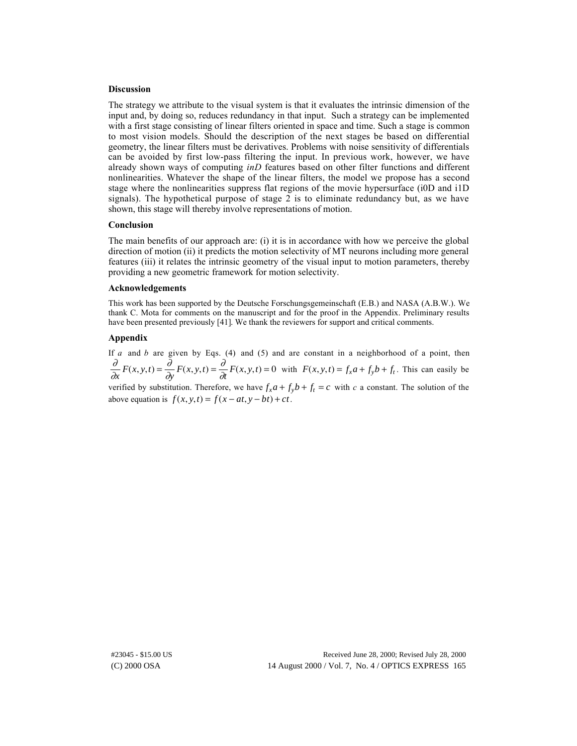### Discussion

The strategy we attribute to the visual system is that it evaluates the intrinsic dimension of the input and, by doing so, reduces redundancy in that input. Such a strategy can be implemented with a first stage consisting of linear filters oriented in space and time. Such a stage is common to most vision models. Should the description of the next stages be based on differential geometry, the linear filters must be derivatives. Problems with noise sensitivity of differentials can be avoided by first low-pass filtering the input. In previous work, however, we have already shown ways of computing *inD* features based on other filter functions and different nonlinearities. Whatever the shape of the linear filters, the model we propose has a second stage where the nonlinearities suppress flat regions of the movie hypersurface (i0D and i1D signals). The hypothetical purpose of stage 2 is to eliminate redundancy but, as we have shown, this stage will thereby involve representations of motion.

### Conclusion

The main benefits of our approach are: (i) it is in accordance with how we perceive the global direction of motion (ii) it predicts the motion selectivity of MT neurons including more general features (iii) it relates the intrinsic geometry of the visual input to motion parameters, thereby providing a new geometric framework for motion selectivity.

### Acknowledgements

This work has been supported by the Deutsche Forschungsgemeinschaft (E.B.) and NASA (A.B.W.). We thank C. Mota for comments on the manuscript and for the proof in the Appendix. Preliminary results have been presented previously [41]. We thank the reviewers for support and critical comments.

### Appendix

If $a$ and $b$ are given by Eqs. (4) and (5) and are constant in a neighborhood of a point, then $\frac{\partial}{\partial x}F(x,y,t) = \frac{\partial}{\partial y}F(x,y,t) = \frac{\partial}{\partial t}F(x,y,t) = 0$ with $F(x,y,t) = f_x a + f_y b + f_t$. This can easily be verified by substitution. Therefore, we have $f_x a + f_y b + f_t = c$ with $c$ a constant. The solution of the above equation is $f(x,y,t) = f(x-at, y-bt) + ct$.